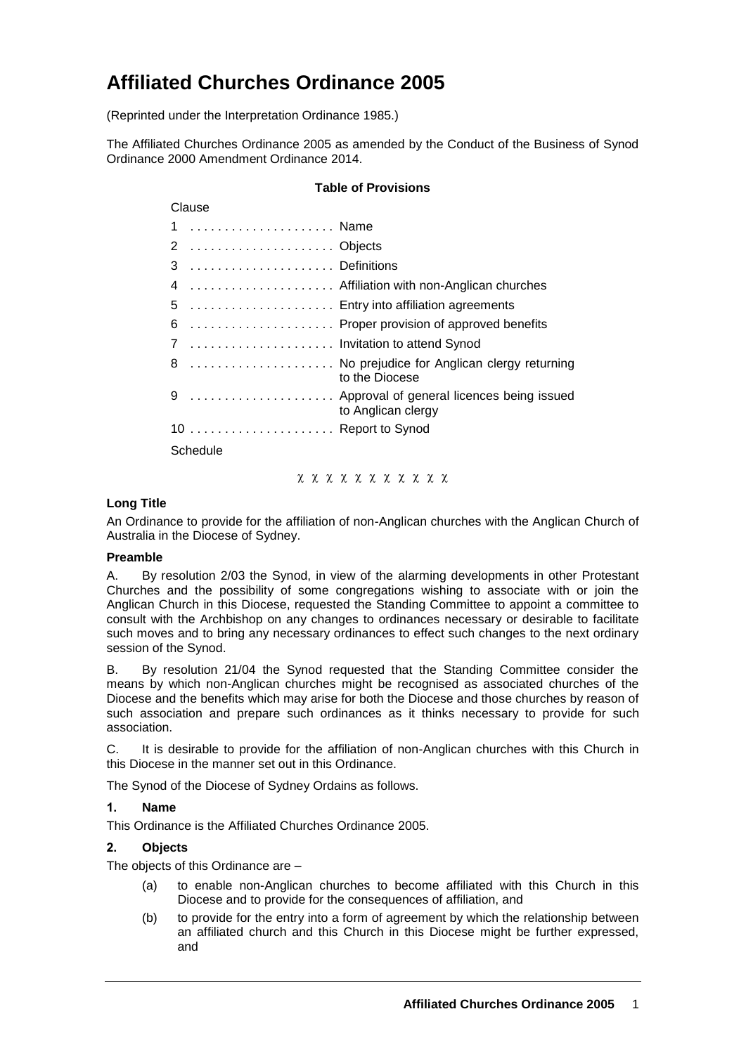# Affiliated Churches Ordinance 2005

(Reprinted under the Interpretation Ordinance 1985.)

The Affiliated Churches Ordinance 2005 as amended by the Conduct of the Business of Synod Ordinance 2000 Amendment Ordinance 2014.

**Table of Provisions**

| Clause | |
|---|---|
| 1 | Name |
| 2 | Objects |
| 3 | Definitions |
| 4 | Affiliation with non-Anglican churches |
| 5 | Entry into affiliation agreements |
| 6 | Proper provision of approved benefits |
| 7 | Invitation to attend Synod |
| 8 | No prejudice for Anglican clergy returning to the Diocese |
| 9 | Approval of general licences being issued to Anglican clergy |
| 10 | Report to Synod |
| Schedule | |

χ χ χ χ χ χ χ χ χ χ χ

**Long Title**

An Ordinance to provide for the affiliation of non-Anglican churches with the Anglican Church of Australia in the Diocese of Sydney.

**Preamble**

A. By resolution 2/03 the Synod, in view of the alarming developments in other Protestant Churches and the possibility of some congregations wishing to associate with or join the Anglican Church in this Diocese, requested the Standing Committee to appoint a committee to consult with the Archbishop on any changes to ordinances necessary or desirable to facilitate such moves and to bring any necessary ordinances to effect such changes to the next ordinary session of the Synod.

B. By resolution 21/04 the Synod requested that the Standing Committee consider the means by which non-Anglican churches might be recognised as associated churches of the Diocese and the benefits which may arise for both the Diocese and those churches by reason of such association and prepare such ordinances as it thinks necessary to provide for such association.

C. It is desirable to provide for the affiliation of non-Anglican churches with this Church in this Diocese in the manner set out in this Ordinance.

The Synod of the Diocese of Sydney Ordains as follows.

**1. Name**

This Ordinance is the Affiliated Churches Ordinance 2005.

**2. Objects**

The objects of this Ordinance are –

(a) to enable non-Anglican churches to become affiliated with this Church in this Diocese and to provide for the consequences of affiliation, and

(b) to provide for the entry into a form of agreement by which the relationship between an affiliated church and this Church in this Diocese might be further expressed, and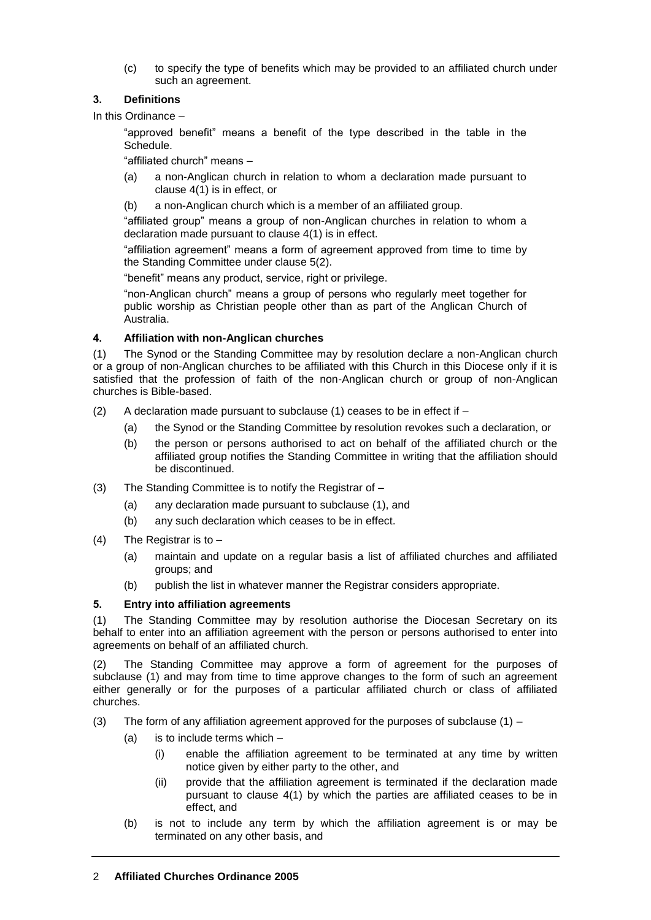(c) to specify the type of benefits which may be provided to an affiliated church under such an agreement.

### 3. Definitions

In this Ordinance –

"approved benefit" means a benefit of the type described in the table in the Schedule.

"affiliated church" means –

(a) a non-Anglican church in relation to whom a declaration made pursuant to clause 4(1) is in effect, or

(b) a non-Anglican church which is a member of an affiliated group.

"affiliated group" means a group of non-Anglican churches in relation to whom a declaration made pursuant to clause 4(1) is in effect.

"affiliation agreement" means a form of agreement approved from time to time by the Standing Committee under clause 5(2).

"benefit" means any product, service, right or privilege.

"non-Anglican church" means a group of persons who regularly meet together for public worship as Christian people other than as part of the Anglican Church of Australia.

### 4. Affiliation with non-Anglican churches

(1) The Synod or the Standing Committee may by resolution declare a non-Anglican church or a group of non-Anglican churches to be affiliated with this Church in this Diocese only if it is satisfied that the profession of faith of the non-Anglican church or group of non-Anglican churches is Bible-based.

(2) A declaration made pursuant to subclause (1) ceases to be in effect if –

- (a) the Synod or the Standing Committee by resolution revokes such a declaration, or
- (b) the person or persons authorised to act on behalf of the affiliated church or the affiliated group notifies the Standing Committee in writing that the affiliation should be discontinued.

(3) The Standing Committee is to notify the Registrar of –

- (a) any declaration made pursuant to subclause (1), and
- (b) any such declaration which ceases to be in effect.

(4) The Registrar is to –

- (a) maintain and update on a regular basis a list of affiliated churches and affiliated groups; and
- (b) publish the list in whatever manner the Registrar considers appropriate.

### 5. Entry into affiliation agreements

(1) The Standing Committee may by resolution authorise the Diocesan Secretary on its behalf to enter into an affiliation agreement with the person or persons authorised to enter into agreements on behalf of an affiliated church.

(2) The Standing Committee may approve a form of agreement for the purposes of subclause (1) and may from time to time approve changes to the form of such an agreement either generally or for the purposes of a particular affiliated church or class of affiliated churches.

(3) The form of any affiliation agreement approved for the purposes of subclause (1) –

- (a) is to include terms which –
  - (i) enable the affiliation agreement to be terminated at any time by written notice given by either party to the other, and
  - (ii) provide that the affiliation agreement is terminated if the declaration made pursuant to clause 4(1) by which the parties are affiliated ceases to be in effect, and
- (b) is not to include any term by which the affiliation agreement is or may be terminated on any other basis, and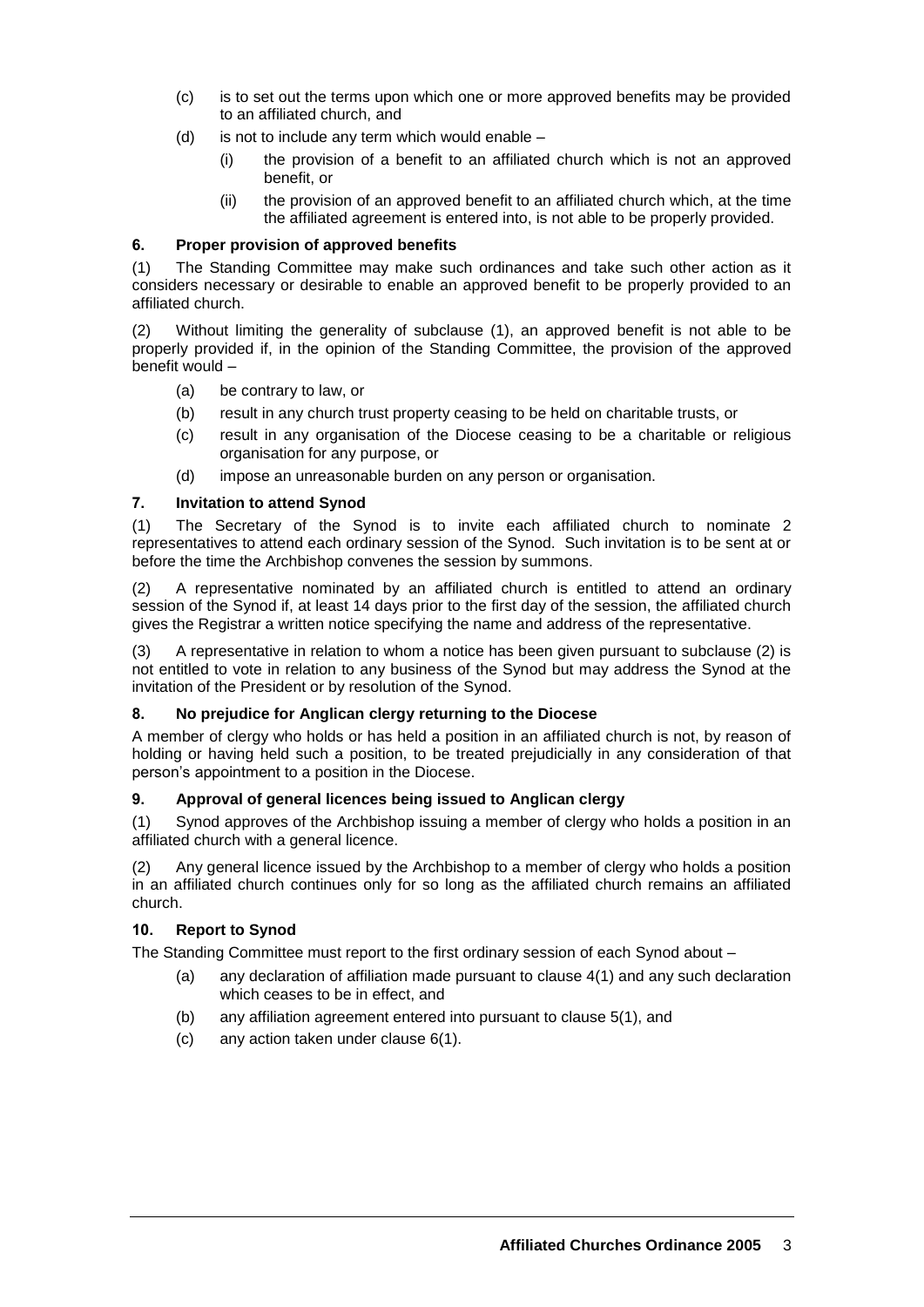(c) is to set out the terms upon which one or more approved benefits may be provided to an affiliated church, and

(d) is not to include any term which would enable –

  (i) the provision of a benefit to an affiliated church which is not an approved benefit, or

  (ii) the provision of an approved benefit to an affiliated church which, at the time the affiliated agreement is entered into, is not able to be properly provided.

### 6. Proper provision of approved benefits

(1) The Standing Committee may make such ordinances and take such other action as it considers necessary or desirable to enable an approved benefit to be properly provided to an affiliated church.

(2) Without limiting the generality of subclause (1), an approved benefit is not able to be properly provided if, in the opinion of the Standing Committee, the provision of the approved benefit would –

(a) be contrary to law, or

(b) result in any church trust property ceasing to be held on charitable trusts, or

(c) result in any organisation of the Diocese ceasing to be a charitable or religious organisation for any purpose, or

(d) impose an unreasonable burden on any person or organisation.

### 7. Invitation to attend Synod

(1) The Secretary of the Synod is to invite each affiliated church to nominate 2 representatives to attend each ordinary session of the Synod. Such invitation is to be sent at or before the time the Archbishop convenes the session by summons.

(2) A representative nominated by an affiliated church is entitled to attend an ordinary session of the Synod if, at least 14 days prior to the first day of the session, the affiliated church gives the Registrar a written notice specifying the name and address of the representative.

(3) A representative in relation to whom a notice has been given pursuant to subclause (2) is not entitled to vote in relation to any business of the Synod but may address the Synod at the invitation of the President or by resolution of the Synod.

### 8. No prejudice for Anglican clergy returning to the Diocese

A member of clergy who holds or has held a position in an affiliated church is not, by reason of holding or having held such a position, to be treated prejudicially in any consideration of that person's appointment to a position in the Diocese.

### 9. Approval of general licences being issued to Anglican clergy

(1) Synod approves of the Archbishop issuing a member of clergy who holds a position in an affiliated church with a general licence.

(2) Any general licence issued by the Archbishop to a member of clergy who holds a position in an affiliated church continues only for so long as the affiliated church remains an affiliated church.

### 10. Report to Synod

The Standing Committee must report to the first ordinary session of each Synod about –

(a) any declaration of affiliation made pursuant to clause 4(1) and any such declaration which ceases to be in effect, and

(b) any affiliation agreement entered into pursuant to clause 5(1), and

(c) any action taken under clause 6(1).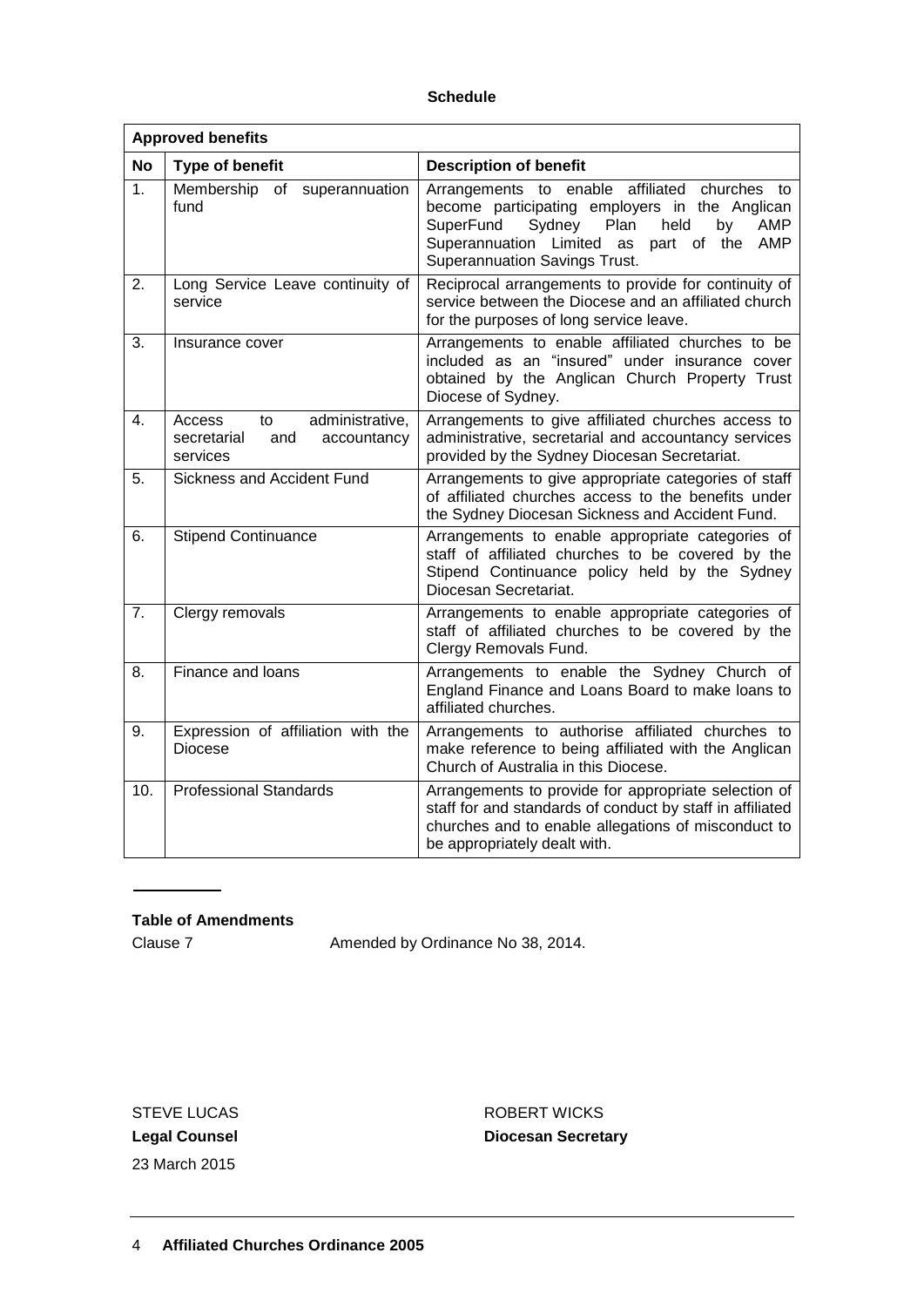**Schedule**

| Approved benefits | | |
|---|---|---|
| **No** | **Type of benefit** | **Description of benefit** |
| 1. | Membership of superannuation fund | Arrangements to enable affiliated churches to become participating employers in the Anglican SuperFund Sydney Plan held by AMP Superannuation Limited as part of the AMP Superannuation Savings Trust. |
| 2. | Long Service Leave continuity of service | Reciprocal arrangements to provide for continuity of service between the Diocese and an affiliated church for the purposes of long service leave. |
| 3. | Insurance cover | Arrangements to enable affiliated churches to be included as an "insured" under insurance cover obtained by the Anglican Church Property Trust Diocese of Sydney. |
| 4. | Access to administrative, secretarial and accountancy services | Arrangements to give affiliated churches access to administrative, secretarial and accountancy services provided by the Sydney Diocesan Secretariat. |
| 5. | Sickness and Accident Fund | Arrangements to give appropriate categories of staff of affiliated churches access to the benefits under the Sydney Diocesan Sickness and Accident Fund. |
| 6. | Stipend Continuance | Arrangements to enable appropriate categories of staff of affiliated churches to be covered by the Stipend Continuance policy held by the Sydney Diocesan Secretariat. |
| 7. | Clergy removals | Arrangements to enable appropriate categories of staff of affiliated churches to be covered by the Clergy Removals Fund. |
| 8. | Finance and loans | Arrangements to enable the Sydney Church of England Finance and Loans Board to make loans to affiliated churches. |
| 9. | Expression of affiliation with the Diocese | Arrangements to authorise affiliated churches to make reference to being affiliated with the Anglican Church of Australia in this Diocese. |
| 10. | Professional Standards | Arrangements to provide for appropriate selection of staff for and standards of conduct by staff in affiliated churches and to enable allegations of misconduct to be appropriately dealt with. |

---

**Table of Amendments**

Clause 7 Amended by Ordinance No 38, 2014.

STEVE LUCAS
**Legal Counsel**
23 March 2015

ROBERT WICKS
**Diocesan Secretary**